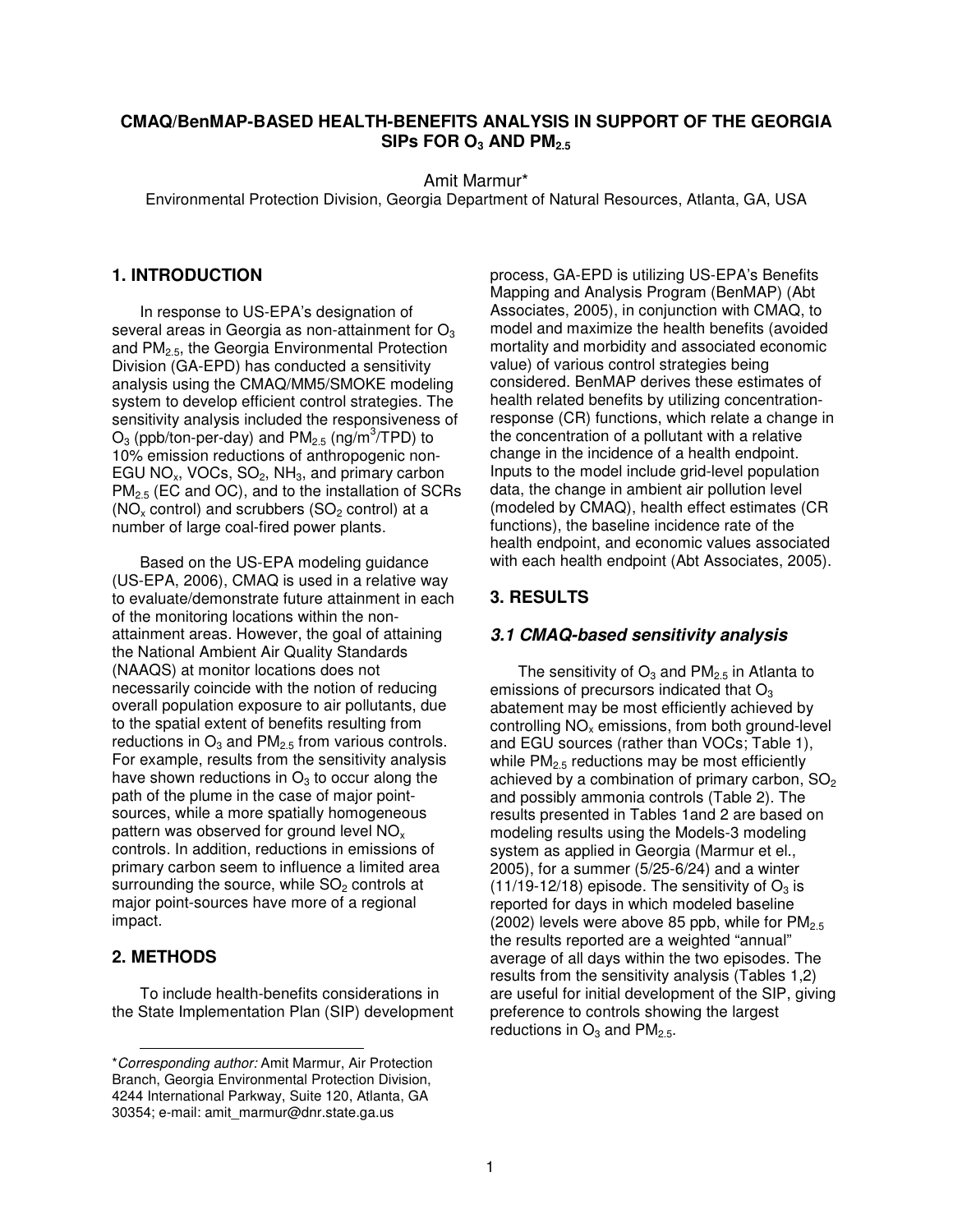# CMAQ/BenMAP-BASED HEALTH-BENEFITS ANALYSIS IN SUPPORT OF THE GEORGIA SIPs FOR $O_3$ AND $PM_{2.5}$

Amit Marmur*

Environmental Protection Division, Georgia Department of Natural Resources, Atlanta, GA, USA

## 1. INTRODUCTION

In response to US-EPA's designation of several areas in Georgia as non-attainment for $O_3$ and $PM_{2.5}$, the Georgia Environmental Protection Division (GA-EPD) has conducted a sensitivity analysis using the CMAQ/MM5/SMOKE modeling system to develop efficient control strategies. The sensitivity analysis included the responsiveness of $O_3$ (ppb/ton-per-day) and $PM_{2.5}$ (ng/$m^3$/TPD) to 10% emission reductions of anthropogenic non-EGU $NO_x$, VOCs, $SO_2$, $NH_3$, and primary carbon $PM_{2.5}$ (EC and OC), and to the installation of SCRs ($NO_x$ control) and scrubbers ($SO_2$ control) at a number of large coal-fired power plants.

Based on the US-EPA modeling guidance (US-EPA, 2006), CMAQ is used in a relative way to evaluate/demonstrate future attainment in each of the monitoring locations within the non-attainment areas. However, the goal of attaining the National Ambient Air Quality Standards (NAAQS) at monitor locations does not necessarily coincide with the notion of reducing overall population exposure to air pollutants, due to the spatial extent of benefits resulting from reductions in $O_3$ and $PM_{2.5}$ from various controls. For example, results from the sensitivity analysis have shown reductions in $O_3$ to occur along the path of the plume in the case of major point-sources, while a more spatially homogeneous pattern was observed for ground level $NO_x$ controls. In addition, reductions in emissions of primary carbon seem to influence a limited area surrounding the source, while $SO_2$ controls at major point-sources have more of a regional impact.

## 2. METHODS

To include health-benefits considerations in the State Implementation Plan (SIP) development process, GA-EPD is utilizing US-EPA's Benefits Mapping and Analysis Program (BenMAP) (Abt Associates, 2005), in conjunction with CMAQ, to model and maximize the health benefits (avoided mortality and morbidity and associated economic value) of various control strategies being considered. BenMAP derives these estimates of health related benefits by utilizing concentration-response (CR) functions, which relate a change in the concentration of a pollutant with a relative change in the incidence of a health endpoint. Inputs to the model include grid-level population data, the change in ambient air pollution level (modeled by CMAQ), health effect estimates (CR functions), the baseline incidence rate of the health endpoint, and economic values associated with each health endpoint (Abt Associates, 2005).

## 3. RESULTS

### *3.1 CMAQ-based sensitivity analysis*

The sensitivity of $O_3$ and $PM_{2.5}$ in Atlanta to emissions of precursors indicated that $O_3$ abatement may be most efficiently achieved by controlling $NO_x$ emissions, from both ground-level and EGU sources (rather than VOCs; Table 1), while $PM_{2.5}$ reductions may be most efficiently achieved by a combination of primary carbon, $SO_2$ and possibly ammonia controls (Table 2). The results presented in Tables 1and 2 are based on modeling results using the Models-3 modeling system as applied in Georgia (Marmur et el., 2005), for a summer (5/25-6/24) and a winter (11/19-12/18) episode. The sensitivity of $O_3$ is reported for days in which modeled baseline (2002) levels were above 85 ppb, while for $PM_{2.5}$ the results reported are a weighted "annual" average of all days within the two episodes. The results from the sensitivity analysis (Tables 1,2) are useful for initial development of the SIP, giving preference to controls showing the largest reductions in $O_3$ and $PM_{2.5}$.

---

**Corresponding author:* Amit Marmur, Air Protection Branch, Georgia Environmental Protection Division, 4244 International Parkway, Suite 120, Atlanta, GA 30354; e-mail: amit_marmur@dnr.state.ga.us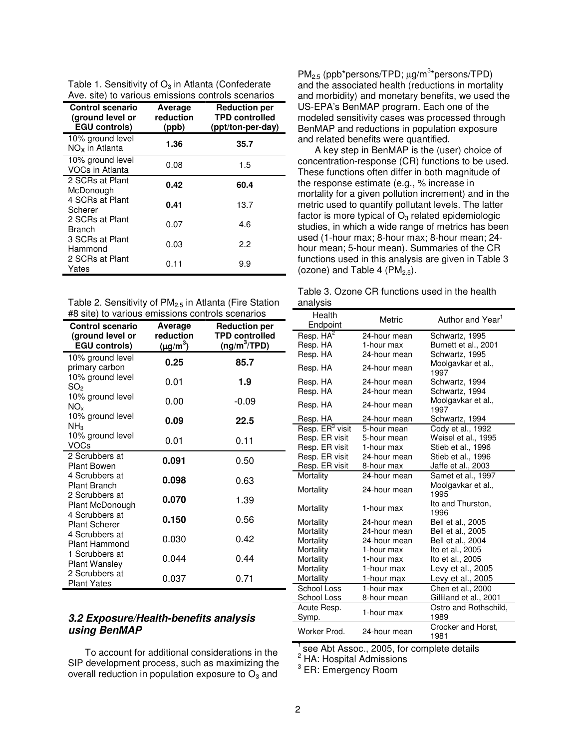Table 1. Sensitivity of $O_3$ in Atlanta (Confederate Ave. site) to various emissions controls scenarios

| Control scenario (ground level or EGU controls) | Average reduction (ppb) | Reduction per TPD controlled (ppt/ton-per-day) |
|---|---|---|
| 10% ground level $NO_X$ in Atlanta | **1.36** | **35.7** |
| 10% ground level VOCs in Atlanta | 0.08 | 1.5 |
| 2 SCRs at Plant McDonough | **0.42** | **60.4** |
| 4 SCRs at Plant Scherer | **0.41** | 13.7 |
| 2 SCRs at Plant Branch | 0.07 | 4.6 |
| 3 SCRs at Plant Hammond | 0.03 | 2.2 |
| 2 SCRs at Plant Yates | 0.11 | 9.9 |

Table 2. Sensitivity of $PM_{2.5}$ in Atlanta (Fire Station #8 site) to various emissions controls scenarios

| Control scenario (ground level or EGU controls) | Average reduction ($\mu g/m^3$) | Reduction per TPD controlled ($ng/m^3$/TPD) |
|---|---|---|
| 10% ground level primary carbon | **0.25** | **85.7** |
| 10% ground level $SO_2$ | 0.01 | **1.9** |
| 10% ground level $NO_x$ | 0.00 | -0.09 |
| 10% ground level $NH_3$ | **0.09** | **22.5** |
| 10% ground level VOCs | 0.01 | 0.11 |
| 2 Scrubbers at Plant Bowen | **0.091** | 0.50 |
| 4 Scrubbers at Plant Branch | **0.098** | 0.63 |
| 2 Scrubbers at Plant McDonough | **0.070** | 1.39 |
| 4 Scrubbers at Plant Scherer | **0.150** | 0.56 |
| 4 Scrubbers at Plant Hammond | 0.030 | 0.42 |
| 1 Scrubbers at Plant Wansley | 0.044 | 0.44 |
| 2 Scrubbers at Plant Yates | 0.037 | 0.71 |

### *3.2 Exposure/Health-benefits analysis using BenMAP*

To account for additional considerations in the SIP development process, such as maximizing the overall reduction in population exposure to $O_3$ and $PM_{2.5}$ (ppb\*persons/TPD; $\mu g/m^3$\*persons/TPD) and the associated health (reductions in mortality and morbidity) and monetary benefits, we used the US-EPA's BenMAP program. Each one of the modeled sensitivity cases was processed through BenMAP and reductions in population exposure and related benefits were quantified.

A key step in BenMAP is the (user) choice of concentration-response (CR) functions to be used. These functions often differ in both magnitude of the response estimate (e.g., % increase in mortality for a given pollution increment) and in the metric used to quantify pollutant levels. The latter factor is more typical of $O_3$ related epidemiologic studies, in which a wide range of metrics has been used (1-hour max; 8-hour max; 8-hour mean; 24-hour mean; 5-hour mean). Summaries of the CR functions used in this analysis are given in Table 3 (ozone) and Table 4 ($PM_{2.5}$).

Table 3. Ozone CR functions used in the health analysis

| Health Endpoint | Metric | Author and Year[1] |
|---|---|---|
| Resp. HA[2] | 24-hour mean | Schwartz, 1995 |
| Resp. HA | 1-hour max | Burnett et al., 2001 |
| Resp. HA | 24-hour mean | Schwartz, 1995 |
| Resp. HA | 24-hour mean | Moolgavkar et al., 1997 |
| Resp. HA | 24-hour mean | Schwartz, 1994 |
| Resp. HA | 24-hour mean | Schwartz, 1994 |
| Resp. HA | 24-hour mean | Moolgavkar et al., 1997 |
| Resp. HA | 24-hour mean | Schwartz, 1994 |
| Resp. ER[3] visit | 5-hour mean | Cody et al., 1992 |
| Resp. ER visit | 5-hour mean | Weisel et al., 1995 |
| Resp. ER visit | 1-hour max | Stieb et al., 1996 |
| Resp. ER visit | 24-hour mean | Stieb et al., 1996 |
| Resp. ER visit | 8-hour max | Jaffe et al., 2003 |
| Mortality | 24-hour mean | Samet et al., 1997 |
| Mortality | 24-hour mean | Moolgavkar et al., 1995 |
| Mortality | 1-hour max | Ito and Thurston, 1996 |
| Mortality | 24-hour mean | Bell et al., 2005 |
| Mortality | 24-hour mean | Bell et al., 2005 |
| Mortality | 24-hour mean | Bell et al., 2004 |
| Mortality | 1-hour max | Ito et al., 2005 |
| Mortality | 1-hour max | Ito et al., 2005 |
| Mortality | 1-hour max | Levy et al., 2005 |
| Mortality | 1-hour max | Levy et al., 2005 |
| School Loss | 1-hour max | Chen et al., 2000 |
| School Loss | 8-hour mean | Gilliland et al., 2001 |
| Acute Resp. Symp. | 1-hour max | Ostro and Rothschild, 1989 |
| Worker Prod. | 24-hour mean | Crocker and Horst, 1981 |

[1] see Abt Assoc., 2005, for complete details
[2] HA: Hospital Admissions
[3] ER: Emergency Room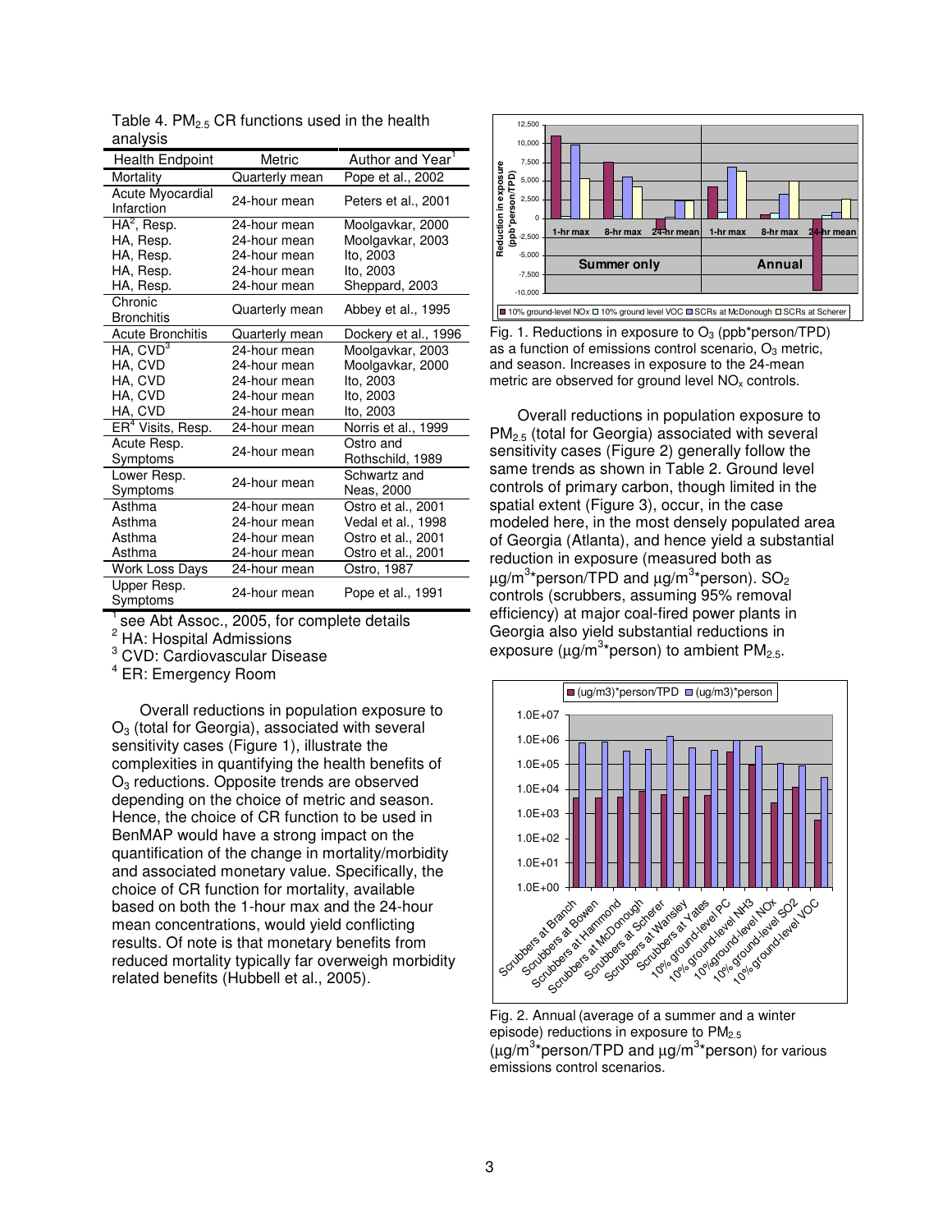Table 4. $PM_{2.5}$ CR functions used in the health analysis

| Health Endpoint | Metric | Author and Year[1] |
|---|---|---|
| Mortality | Quarterly mean | Pope et al., 2002 |
| Acute Myocardial Infarction | 24-hour mean | Peters et al., 2001 |
| HA[2], Resp. | 24-hour mean | Moolgavkar, 2000 |
| HA, Resp. | 24-hour mean | Moolgavkar, 2003 |
| HA, Resp. | 24-hour mean | Ito, 2003 |
| HA, Resp. | 24-hour mean | Ito, 2003 |
| HA, Resp. | 24-hour mean | Sheppard, 2003 |
| Chronic Bronchitis | Quarterly mean | Abbey et al., 1995 |
| Acute Bronchitis | Quarterly mean | Dockery et al., 1996 |
| HA, CVD[3] | 24-hour mean | Moolgavkar, 2003 |
| HA, CVD | 24-hour mean | Moolgavkar, 2000 |
| HA, CVD | 24-hour mean | Ito, 2003 |
| HA, CVD | 24-hour mean | Ito, 2003 |
| HA, CVD | 24-hour mean | Ito, 2003 |
| ER[4] Visits, Resp. | 24-hour mean | Norris et al., 1999 |
| Acute Resp. Symptoms | 24-hour mean | Ostro and Rothschild, 1989 |
| Lower Resp. Symptoms | 24-hour mean | Schwartz and Neas, 2000 |
| Asthma | 24-hour mean | Ostro et al., 2001 |
| Asthma | 24-hour mean | Vedal et al., 1998 |
| Asthma | 24-hour mean | Ostro et al., 2001 |
| Asthma | 24-hour mean | Ostro et al., 2001 |
| Work Loss Days | 24-hour mean | Ostro, 1987 |
| Upper Resp. Symptoms | 24-hour mean | Pope et al., 1991 |

[1] see Abt Assoc., 2005, for complete details
[2] HA: Hospital Admissions
[3] CVD: Cardiovascular Disease
[4] ER: Emergency Room

Overall reductions in population exposure to $O_3$ (total for Georgia), associated with several sensitivity cases (Figure 1), illustrate the complexities in quantifying the health benefits of $O_3$ reductions. Opposite trends are observed depending on the choice of metric and season. Hence, the choice of CR function to be used in BenMAP would have a strong impact on the quantification of the change in mortality/morbidity and associated monetary value. Specifically, the choice of CR function for mortality, available based on both the 1-hour max and the 24-hour mean concentrations, would yield conflicting results. Of note is that monetary benefits from reduced mortality typically far overweigh morbidity related benefits (Hubbell et al., 2005).

Fig. 1. Reductions in exposure to $O_3$ (ppb*person/TPD) as a function of emissions control scenario, $O_3$ metric, and season. Increases in exposure to the 24-mean metric are observed for ground level $NO_x$ controls.

Overall reductions in population exposure to $PM_{2.5}$ (total for Georgia) associated with several sensitivity cases (Figure 2) generally follow the same trends as shown in Table 2. Ground level controls of primary carbon, though limited in the spatial extent (Figure 3), occur, in the case modeled here, in the most densely populated area of Georgia (Atlanta), and hence yield a substantial reduction in exposure (measured both as $\mu g/m^3$*person/TPD and $\mu g/m^3$*person). $SO_2$ controls (scrubbers, assuming 95% removal efficiency) at major coal-fired power plants in Georgia also yield substantial reductions in exposure ($\mu g/m^3$*person) to ambient $PM_{2.5}$.

Fig. 2. Annual (average of a summer and a winter episode) reductions in exposure to $PM_{2.5}$ ($\mu g/m^3$*person/TPD and $\mu g/m^3$*person) for various emissions control scenarios.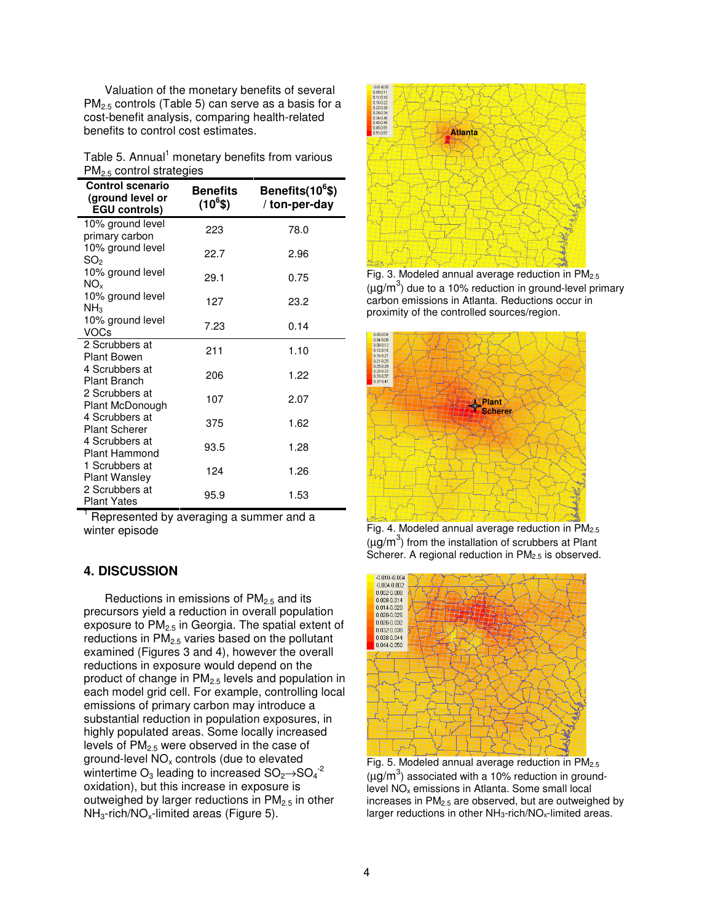Valuation of the monetary benefits of several $PM_{2.5}$ controls (Table 5) can serve as a basis for a cost-benefit analysis, comparing health-related benefits to control cost estimates.

Table 5. Annual[1] monetary benefits from various $PM_{2.5}$ control strategies

| Control scenario (ground level or EGU controls) | Benefits ($10^6$\$) | Benefits($10^6$\$) / ton-per-day |
|---|---|---|
| 10% ground level primary carbon | 223 | 78.0 |
| 10% ground level $SO_2$ | 22.7 | 2.96 |
| 10% ground level $NO_x$ | 29.1 | 0.75 |
| 10% ground level $NH_3$ | 127 | 23.2 |
| 10% ground level VOCs | 7.23 | 0.14 |
| 2 Scrubbers at Plant Bowen | 211 | 1.10 |
| 4 Scrubbers at Plant Branch | 206 | 1.22 |
| 2 Scrubbers at Plant McDonough | 107 | 2.07 |
| 4 Scrubbers at Plant Scherer | 375 | 1.62 |
| 4 Scrubbers at Plant Hammond | 93.5 | 1.28 |
| 1 Scrubbers at Plant Wansley | 124 | 1.26 |
| 2 Scrubbers at Plant Yates | 95.9 | 1.53 |

[1] Represented by averaging a summer and a winter episode

## 4. DISCUSSION

Reductions in emissions of $PM_{2.5}$ and its precursors yield a reduction in overall population exposure to $PM_{2.5}$ in Georgia. The spatial extent of reductions in $PM_{2.5}$ varies based on the pollutant examined (Figures 3 and 4), however the overall reductions in exposure would depend on the product of change in $PM_{2.5}$ levels and population in each model grid cell. For example, controlling local emissions of primary carbon may introduce a substantial reduction in population exposures, in highly populated areas. Some locally increased levels of $PM_{2.5}$ were observed in the case of ground-level $NO_x$ controls (due to elevated wintertime $O_3$ leading to increased $SO_2 \rightarrow SO_4^{-2}$ oxidation), but this increase in exposure is outweighed by larger reductions in $PM_{2.5}$ in other $NH_3$-rich/$NO_x$-limited areas (Figure 5).

Fig. 3. Modeled annual average reduction in $PM_{2.5}$ ($\mu g/m^3$) due to a 10% reduction in ground-level primary carbon emissions in Atlanta. Reductions occur in proximity of the controlled sources/region.

Fig. 4. Modeled annual average reduction in $PM_{2.5}$ ($\mu g/m^3$) from the installation of scrubbers at Plant Scherer. A regional reduction in $PM_{2.5}$ is observed.

Fig. 5. Modeled annual average reduction in $PM_{2.5}$ ($\mu g/m^3$) associated with a 10% reduction in ground-level $NO_x$ emissions in Atlanta. Some small local increases in $PM_{2.5}$ are observed, but are outweighed by larger reductions in other $NH_3$-rich/$NO_x$-limited areas.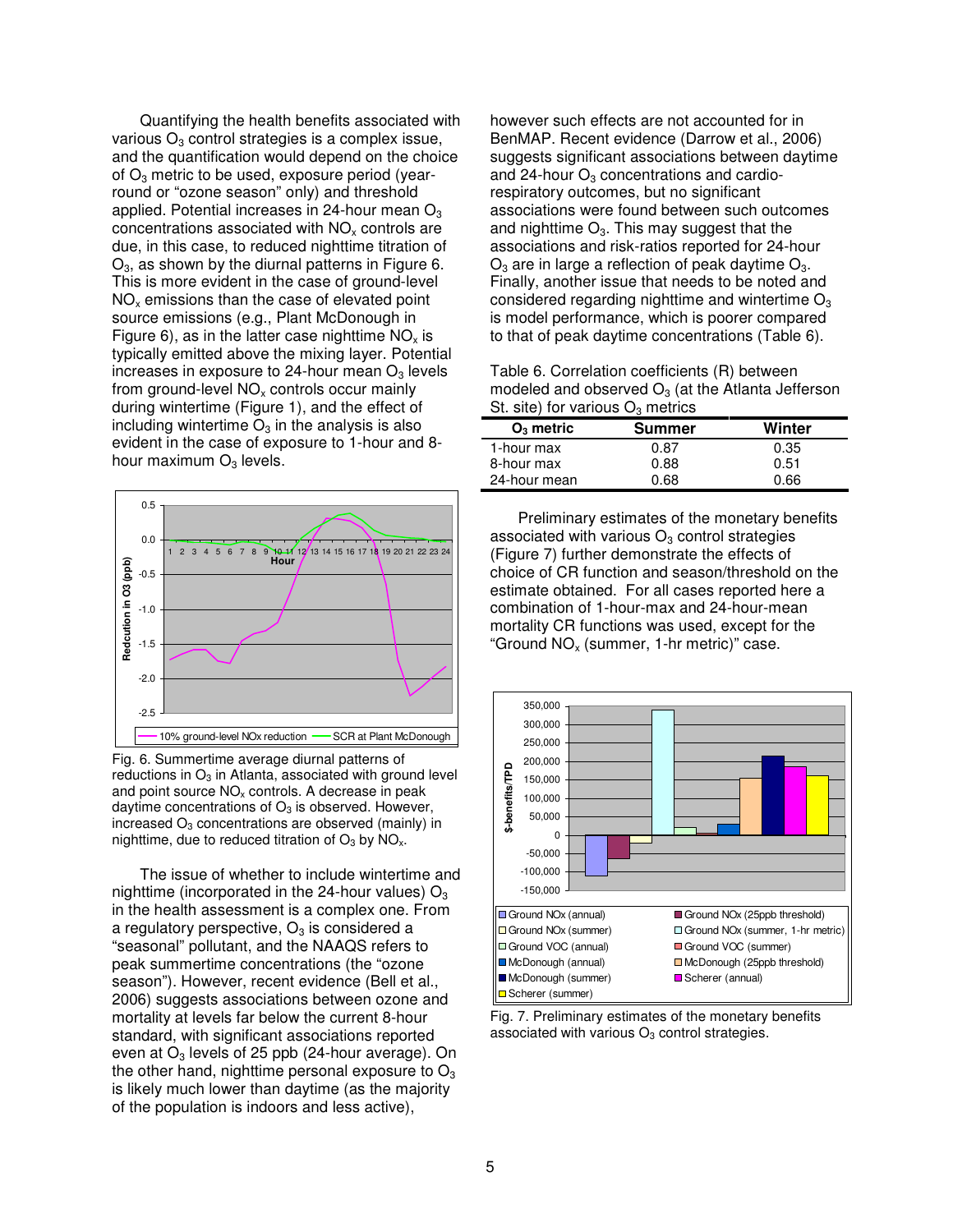Quantifying the health benefits associated with various $O_3$ control strategies is a complex issue, and the quantification would depend on the choice of $O_3$ metric to be used, exposure period (year-round or "ozone season" only) and threshold applied. Potential increases in 24-hour mean $O_3$ concentrations associated with $NO_x$ controls are due, in this case, to reduced nighttime titration of $O_3$, as shown by the diurnal patterns in Figure 6. This is more evident in the case of ground-level $NO_x$ emissions than the case of elevated point source emissions (e.g., Plant McDonough in Figure 6), as in the latter case nighttime $NO_x$ is typically emitted above the mixing layer. Potential increases in exposure to 24-hour mean $O_3$ levels from ground-level $NO_x$ controls occur mainly during wintertime (Figure 1), and the effect of including wintertime $O_3$ in the analysis is also evident in the case of exposure to 1-hour and 8-hour maximum $O_3$ levels.

Fig. 6. Summertime average diurnal patterns of reductions in $O_3$ in Atlanta, associated with ground level and point source $NO_x$ controls. A decrease in peak daytime concentrations of $O_3$ is observed. However, increased $O_3$ concentrations are observed (mainly) in nighttime, due to reduced titration of $O_3$ by $NO_x$.

The issue of whether to include wintertime and nighttime (incorporated in the 24-hour values) $O_3$ in the health assessment is a complex one. From a regulatory perspective, $O_3$ is considered a "seasonal" pollutant, and the NAAQS refers to peak summertime concentrations (the "ozone season"). However, recent evidence (Bell et al., 2006) suggests associations between ozone and mortality at levels far below the current 8-hour standard, with significant associations reported even at $O_3$ levels of 25 ppb (24-hour average). On the other hand, nighttime personal exposure to $O_3$ is likely much lower than daytime (as the majority of the population is indoors and less active), however such effects are not accounted for in BenMAP. Recent evidence (Darrow et al., 2006) suggests significant associations between daytime and 24-hour $O_3$ concentrations and cardio-respiratory outcomes, but no significant associations were found between such outcomes and nighttime $O_3$. This may suggest that the associations and risk-ratios reported for 24-hour $O_3$ are in large a reflection of peak daytime $O_3$. Finally, another issue that needs to be noted and considered regarding nighttime and wintertime $O_3$ is model performance, which is poorer compared to that of peak daytime concentrations (Table 6).

Table 6. Correlation coefficients (R) between modeled and observed $O_3$ (at the Atlanta Jefferson St. site) for various $O_3$ metrics

| $O_3$ metric | Summer | Winter |
|---|---|---|
| 1-hour max | 0.87 | 0.35 |
| 8-hour max | 0.88 | 0.51 |
| 24-hour mean | 0.68 | 0.66 |

Preliminary estimates of the monetary benefits associated with various $O_3$ control strategies (Figure 7) further demonstrate the effects of choice of CR function and season/threshold on the estimate obtained. For all cases reported here a combination of 1-hour-max and 24-hour-mean mortality CR functions was used, except for the "Ground $NO_x$ (summer, 1-hr metric)" case.

Fig. 7. Preliminary estimates of the monetary benefits associated with various $O_3$ control strategies.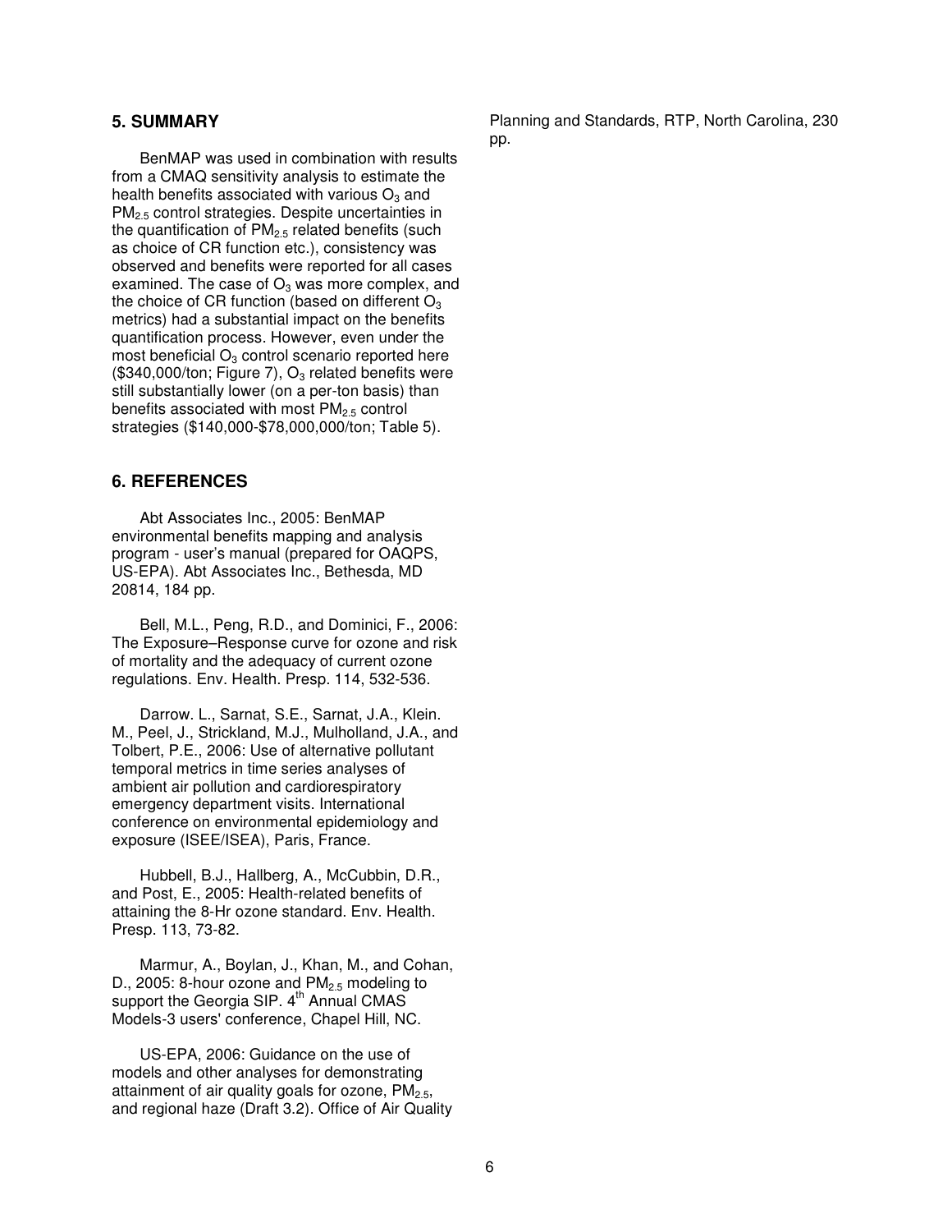## 5. SUMMARY

BenMAP was used in combination with results from a CMAQ sensitivity analysis to estimate the health benefits associated with various $O_3$ and $PM_{2.5}$ control strategies. Despite uncertainties in the quantification of $PM_{2.5}$ related benefits (such as choice of CR function etc.), consistency was observed and benefits were reported for all cases examined. The case of $O_3$ was more complex, and the choice of CR function (based on different $O_3$ metrics) had a substantial impact on the benefits quantification process. However, even under the most beneficial $O_3$ control scenario reported here ($340,000/ton; Figure 7), $O_3$ related benefits were still substantially lower (on a per-ton basis) than benefits associated with most $PM_{2.5}$ control strategies ($140,000-$78,000,000/ton; Table 5).

## 6. REFERENCES

Abt Associates Inc., 2005: BenMAP environmental benefits mapping and analysis program - user's manual (prepared for OAQPS, US-EPA). Abt Associates Inc., Bethesda, MD 20814, 184 pp.

Bell, M.L., Peng, R.D., and Dominici, F., 2006: The Exposure–Response curve for ozone and risk of mortality and the adequacy of current ozone regulations. Env. Health. Presp. 114, 532-536.

Darrow. L., Sarnat, S.E., Sarnat, J.A., Klein. M., Peel, J., Strickland, M.J., Mulholland, J.A., and Tolbert, P.E., 2006: Use of alternative pollutant temporal metrics in time series analyses of ambient air pollution and cardiorespiratory emergency department visits. International conference on environmental epidemiology and exposure (ISEE/ISEA), Paris, France.

Hubbell, B.J., Hallberg, A., McCubbin, D.R., and Post, E., 2005: Health-related benefits of attaining the 8-Hr ozone standard. Env. Health. Presp. 113, 73-82.

Marmur, A., Boylan, J., Khan, M., and Cohan, D., 2005: 8-hour ozone and $PM_{2.5}$ modeling to support the Georgia SIP. 4th Annual CMAS Models-3 users' conference, Chapel Hill, NC.

US-EPA, 2006: Guidance on the use of models and other analyses for demonstrating attainment of air quality goals for ozone, $PM_{2.5}$, and regional haze (Draft 3.2). Office of Air Quality Planning and Standards, RTP, North Carolina, 230 pp.